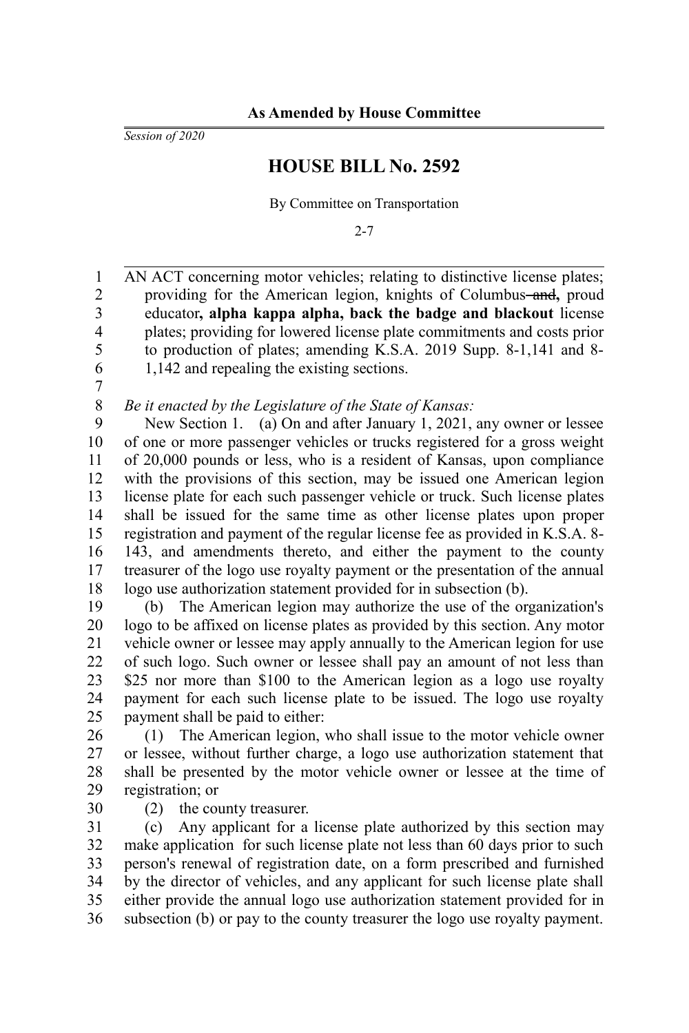**As Amended by House Committee**

*Session of 2020*

# HOUSE BILL No. 2592

By Committee on Transportation

2-7

AN ACT concerning motor vehicles; relating to distinctive license plates; providing for the American legion, knights of Columbus ~~and~~**,** proud educator**, alpha kappa alpha, back the badge and blackout** license plates; providing for lowered license plate commitments and costs prior to production of plates; amending K.S.A. 2019 Supp. 8-1,141 and 8-1,142 and repealing the existing sections.

*Be it enacted by the Legislature of the State of Kansas:*

New Section 1. (a) On and after January 1, 2021, any owner or lessee of one or more passenger vehicles or trucks registered for a gross weight of 20,000 pounds or less, who is a resident of Kansas, upon compliance with the provisions of this section, may be issued one American legion license plate for each such passenger vehicle or truck. Such license plates shall be issued for the same time as other license plates upon proper registration and payment of the regular license fee as provided in K.S.A. 8-143, and amendments thereto, and either the payment to the county treasurer of the logo use royalty payment or the presentation of the annual logo use authorization statement provided for in subsection (b).

(b) The American legion may authorize the use of the organization's logo to be affixed on license plates as provided by this section. Any motor vehicle owner or lessee may apply annually to the American legion for use of such logo. Such owner or lessee shall pay an amount of not less than $25 nor more than $100 to the American legion as a logo use royalty payment for each such license plate to be issued. The logo use royalty payment shall be paid to either:

(1) The American legion, who shall issue to the motor vehicle owner or lessee, without further charge, a logo use authorization statement that shall be presented by the motor vehicle owner or lessee at the time of registration; or

(2) the county treasurer.

(c) Any applicant for a license plate authorized by this section may make application for such license plate not less than 60 days prior to such person's renewal of registration date, on a form prescribed and furnished by the director of vehicles, and any applicant for such license plate shall either provide the annual logo use authorization statement provided for in subsection (b) or pay to the county treasurer the logo use royalty payment.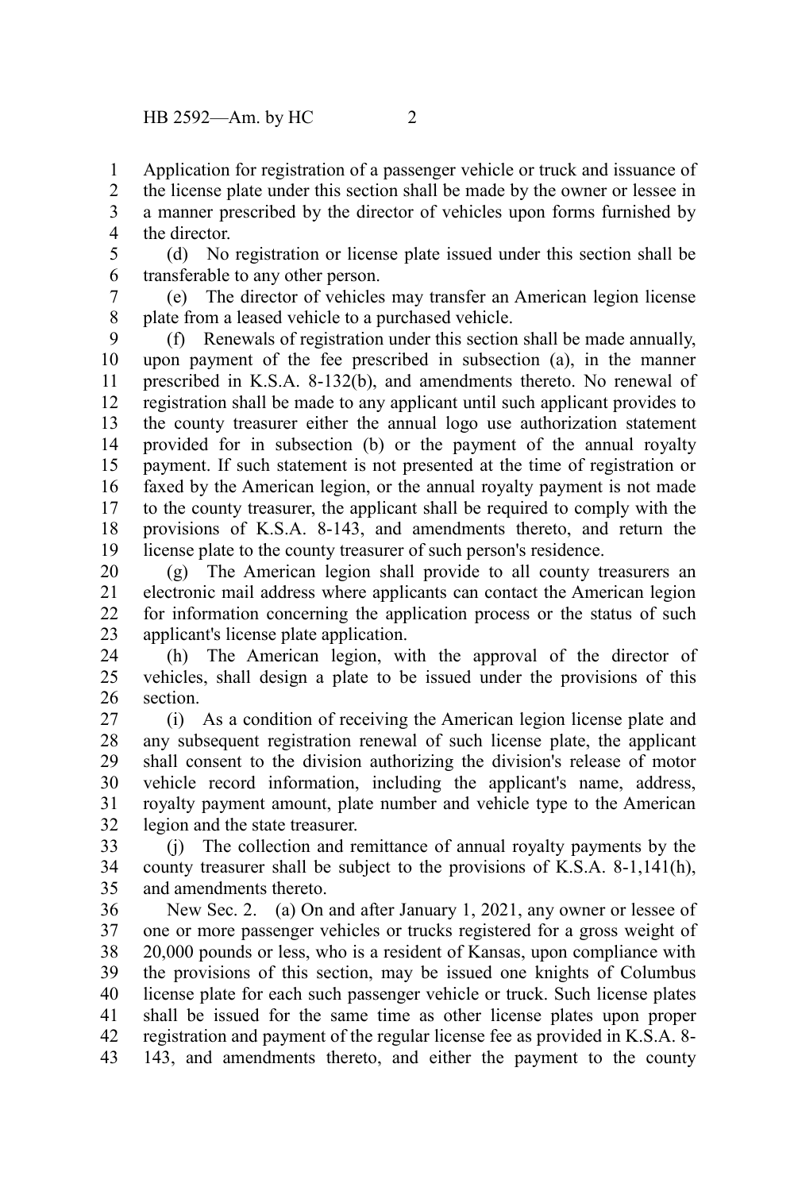Application for registration of a passenger vehicle or truck and issuance of the license plate under this section shall be made by the owner or lessee in a manner prescribed by the director of vehicles upon forms furnished by the director.

(d) No registration or license plate issued under this section shall be transferable to any other person.

(e) The director of vehicles may transfer an American legion license plate from a leased vehicle to a purchased vehicle.

(f) Renewals of registration under this section shall be made annually, upon payment of the fee prescribed in subsection (a), in the manner prescribed in K.S.A. 8-132(b), and amendments thereto. No renewal of registration shall be made to any applicant until such applicant provides to the county treasurer either the annual logo use authorization statement provided for in subsection (b) or the payment of the annual royalty payment. If such statement is not presented at the time of registration or faxed by the American legion, or the annual royalty payment is not made to the county treasurer, the applicant shall be required to comply with the provisions of K.S.A. 8-143, and amendments thereto, and return the license plate to the county treasurer of such person's residence.

(g) The American legion shall provide to all county treasurers an electronic mail address where applicants can contact the American legion for information concerning the application process or the status of such applicant's license plate application.

(h) The American legion, with the approval of the director of vehicles, shall design a plate to be issued under the provisions of this section.

(i) As a condition of receiving the American legion license plate and any subsequent registration renewal of such license plate, the applicant shall consent to the division authorizing the division's release of motor vehicle record information, including the applicant's name, address, royalty payment amount, plate number and vehicle type to the American legion and the state treasurer.

(j) The collection and remittance of annual royalty payments by the county treasurer shall be subject to the provisions of K.S.A. 8-1,141(h), and amendments thereto.

New Sec. 2. (a) On and after January 1, 2021, any owner or lessee of one or more passenger vehicles or trucks registered for a gross weight of 20,000 pounds or less, who is a resident of Kansas, upon compliance with the provisions of this section, may be issued one knights of Columbus license plate for each such passenger vehicle or truck. Such license plates shall be issued for the same time as other license plates upon proper registration and payment of the regular license fee as provided in K.S.A. 8-143, and amendments thereto, and either the payment to the county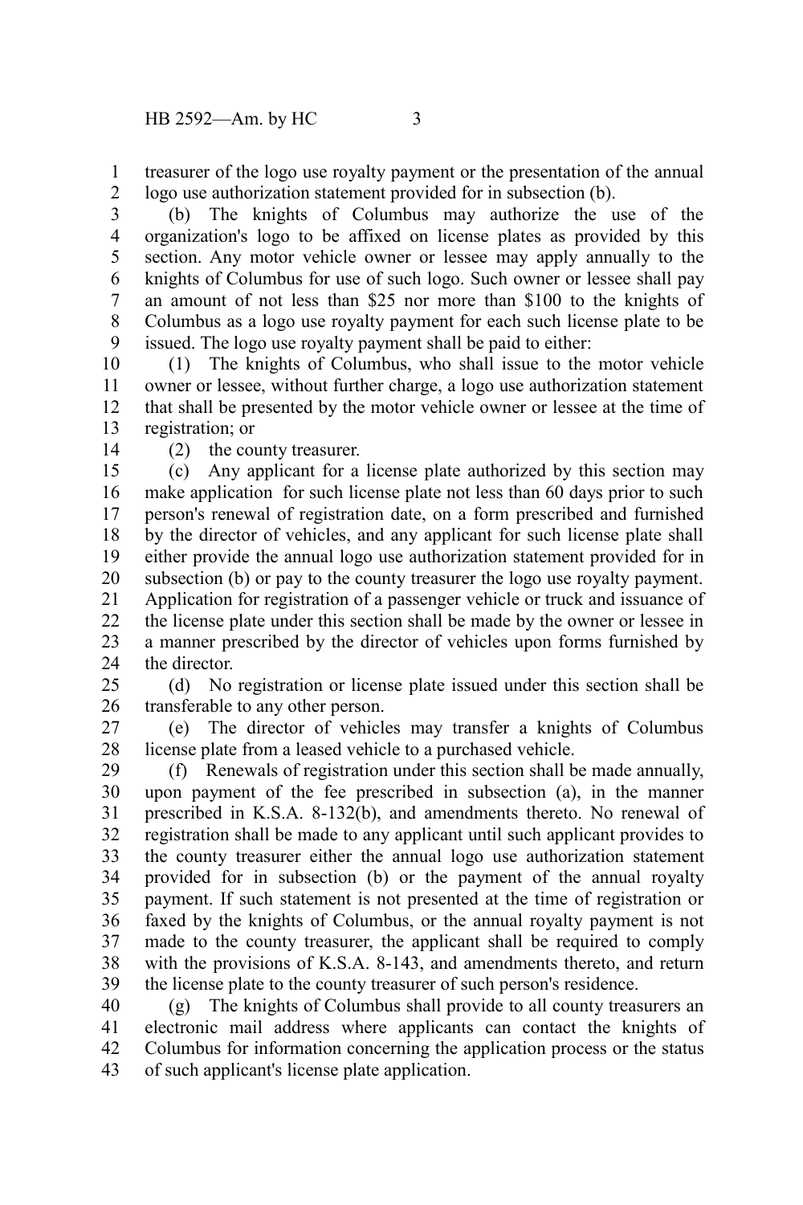treasurer of the logo use royalty payment or the presentation of the annual logo use authorization statement provided for in subsection (b).

(b) The knights of Columbus may authorize the use of the organization's logo to be affixed on license plates as provided by this section. Any motor vehicle owner or lessee may apply annually to the knights of Columbus for use of such logo. Such owner or lessee shall pay an amount of not less than $25 nor more than $100 to the knights of Columbus as a logo use royalty payment for each such license plate to be issued. The logo use royalty payment shall be paid to either:

(1) The knights of Columbus, who shall issue to the motor vehicle owner or lessee, without further charge, a logo use authorization statement that shall be presented by the motor vehicle owner or lessee at the time of registration; or

(2) the county treasurer.

(c) Any applicant for a license plate authorized by this section may make application for such license plate not less than 60 days prior to such person's renewal of registration date, on a form prescribed and furnished by the director of vehicles, and any applicant for such license plate shall either provide the annual logo use authorization statement provided for in subsection (b) or pay to the county treasurer the logo use royalty payment. Application for registration of a passenger vehicle or truck and issuance of the license plate under this section shall be made by the owner or lessee in a manner prescribed by the director of vehicles upon forms furnished by the director.

(d) No registration or license plate issued under this section shall be transferable to any other person.

(e) The director of vehicles may transfer a knights of Columbus license plate from a leased vehicle to a purchased vehicle.

(f) Renewals of registration under this section shall be made annually, upon payment of the fee prescribed in subsection (a), in the manner prescribed in K.S.A. 8-132(b), and amendments thereto. No renewal of registration shall be made to any applicant until such applicant provides to the county treasurer either the annual logo use authorization statement provided for in subsection (b) or the payment of the annual royalty payment. If such statement is not presented at the time of registration or faxed by the knights of Columbus, or the annual royalty payment is not made to the county treasurer, the applicant shall be required to comply with the provisions of K.S.A. 8-143, and amendments thereto, and return the license plate to the county treasurer of such person's residence.

(g) The knights of Columbus shall provide to all county treasurers an electronic mail address where applicants can contact the knights of Columbus for information concerning the application process or the status of such applicant's license plate application.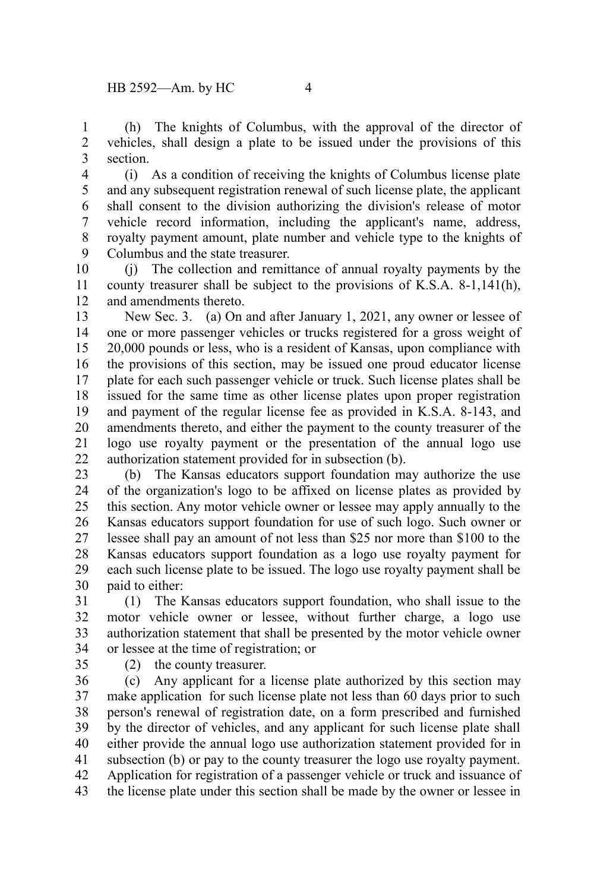(h) The knights of Columbus, with the approval of the director of vehicles, shall design a plate to be issued under the provisions of this section.

(i) As a condition of receiving the knights of Columbus license plate and any subsequent registration renewal of such license plate, the applicant shall consent to the division authorizing the division's release of motor vehicle record information, including the applicant's name, address, royalty payment amount, plate number and vehicle type to the knights of Columbus and the state treasurer.

(j) The collection and remittance of annual royalty payments by the county treasurer shall be subject to the provisions of K.S.A. 8-1,141(h), and amendments thereto.

New Sec. 3. (a) On and after January 1, 2021, any owner or lessee of one or more passenger vehicles or trucks registered for a gross weight of 20,000 pounds or less, who is a resident of Kansas, upon compliance with the provisions of this section, may be issued one proud educator license plate for each such passenger vehicle or truck. Such license plates shall be issued for the same time as other license plates upon proper registration and payment of the regular license fee as provided in K.S.A. 8-143, and amendments thereto, and either the payment to the county treasurer of the logo use royalty payment or the presentation of the annual logo use authorization statement provided for in subsection (b).

(b) The Kansas educators support foundation may authorize the use of the organization's logo to be affixed on license plates as provided by this section. Any motor vehicle owner or lessee may apply annually to the Kansas educators support foundation for use of such logo. Such owner or lessee shall pay an amount of not less than $25 nor more than $100 to the Kansas educators support foundation as a logo use royalty payment for each such license plate to be issued. The logo use royalty payment shall be paid to either:

(1) The Kansas educators support foundation, who shall issue to the motor vehicle owner or lessee, without further charge, a logo use authorization statement that shall be presented by the motor vehicle owner or lessee at the time of registration; or

(2) the county treasurer.

(c) Any applicant for a license plate authorized by this section may make application for such license plate not less than 60 days prior to such person's renewal of registration date, on a form prescribed and furnished by the director of vehicles, and any applicant for such license plate shall either provide the annual logo use authorization statement provided for in subsection (b) or pay to the county treasurer the logo use royalty payment. Application for registration of a passenger vehicle or truck and issuance of the license plate under this section shall be made by the owner or lessee in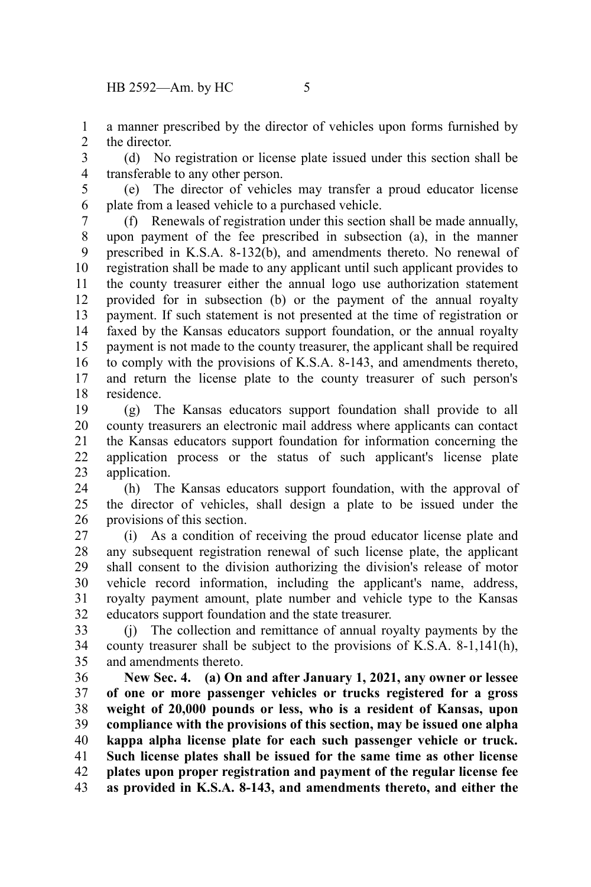a manner prescribed by the director of vehicles upon forms furnished by the director.

(d) No registration or license plate issued under this section shall be transferable to any other person.

(e) The director of vehicles may transfer a proud educator license plate from a leased vehicle to a purchased vehicle.

(f) Renewals of registration under this section shall be made annually, upon payment of the fee prescribed in subsection (a), in the manner prescribed in K.S.A. 8-132(b), and amendments thereto. No renewal of registration shall be made to any applicant until such applicant provides to the county treasurer either the annual logo use authorization statement provided for in subsection (b) or the payment of the annual royalty payment. If such statement is not presented at the time of registration or faxed by the Kansas educators support foundation, or the annual royalty payment is not made to the county treasurer, the applicant shall be required to comply with the provisions of K.S.A. 8-143, and amendments thereto, and return the license plate to the county treasurer of such person's residence.

(g) The Kansas educators support foundation shall provide to all county treasurers an electronic mail address where applicants can contact the Kansas educators support foundation for information concerning the application process or the status of such applicant's license plate application.

(h) The Kansas educators support foundation, with the approval of the director of vehicles, shall design a plate to be issued under the provisions of this section.

(i) As a condition of receiving the proud educator license plate and any subsequent registration renewal of such license plate, the applicant shall consent to the division authorizing the division's release of motor vehicle record information, including the applicant's name, address, royalty payment amount, plate number and vehicle type to the Kansas educators support foundation and the state treasurer.

(j) The collection and remittance of annual royalty payments by the county treasurer shall be subject to the provisions of K.S.A. 8-1,141(h), and amendments thereto.

**New Sec. 4. (a) On and after January 1, 2021, any owner or lessee of one or more passenger vehicles or trucks registered for a gross weight of 20,000 pounds or less, who is a resident of Kansas, upon compliance with the provisions of this section, may be issued one alpha kappa alpha license plate for each such passenger vehicle or truck. Such license plates shall be issued for the same time as other license plates upon proper registration and payment of the regular license fee as provided in K.S.A. 8-143, and amendments thereto, and either the**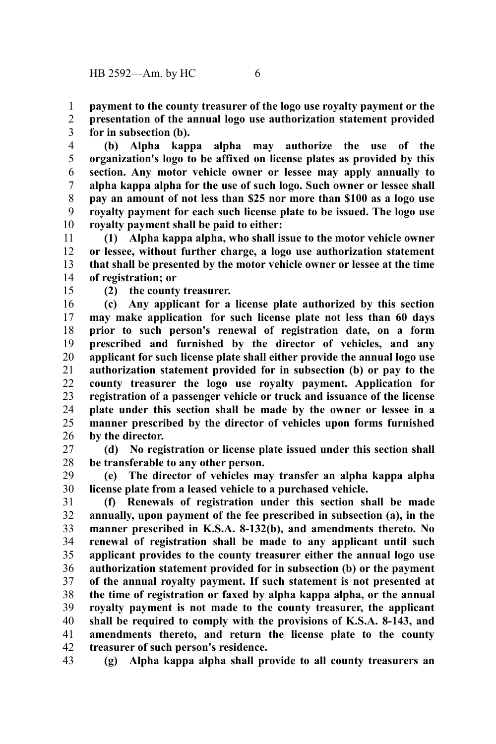**payment to the county treasurer of the logo use royalty payment or the presentation of the annual logo use authorization statement provided for in subsection (b).**

**(b) Alpha kappa alpha may authorize the use of the organization's logo to be affixed on license plates as provided by this section. Any motor vehicle owner or lessee may apply annually to alpha kappa alpha for the use of such logo. Such owner or lessee shall pay an amount of not less than $25 nor more than $100 as a logo use royalty payment for each such license plate to be issued. The logo use royalty payment shall be paid to either:**

**(1) Alpha kappa alpha, who shall issue to the motor vehicle owner or lessee, without further charge, a logo use authorization statement that shall be presented by the motor vehicle owner or lessee at the time of registration; or**

**(2) the county treasurer.**

**(c) Any applicant for a license plate authorized by this section may make application for such license plate not less than 60 days prior to such person's renewal of registration date, on a form prescribed and furnished by the director of vehicles, and any applicant for such license plate shall either provide the annual logo use authorization statement provided for in subsection (b) or pay to the county treasurer the logo use royalty payment. Application for registration of a passenger vehicle or truck and issuance of the license plate under this section shall be made by the owner or lessee in a manner prescribed by the director of vehicles upon forms furnished by the director.**

**(d) No registration or license plate issued under this section shall be transferable to any other person.**

**(e) The director of vehicles may transfer an alpha kappa alpha license plate from a leased vehicle to a purchased vehicle.**

**(f) Renewals of registration under this section shall be made annually, upon payment of the fee prescribed in subsection (a), in the manner prescribed in K.S.A. 8-132(b), and amendments thereto. No renewal of registration shall be made to any applicant until such applicant provides to the county treasurer either the annual logo use authorization statement provided for in subsection (b) or the payment of the annual royalty payment. If such statement is not presented at the time of registration or faxed by alpha kappa alpha, or the annual royalty payment is not made to the county treasurer, the applicant shall be required to comply with the provisions of K.S.A. 8-143, and amendments thereto, and return the license plate to the county treasurer of such person's residence.**

**(g) Alpha kappa alpha shall provide to all county treasurers an**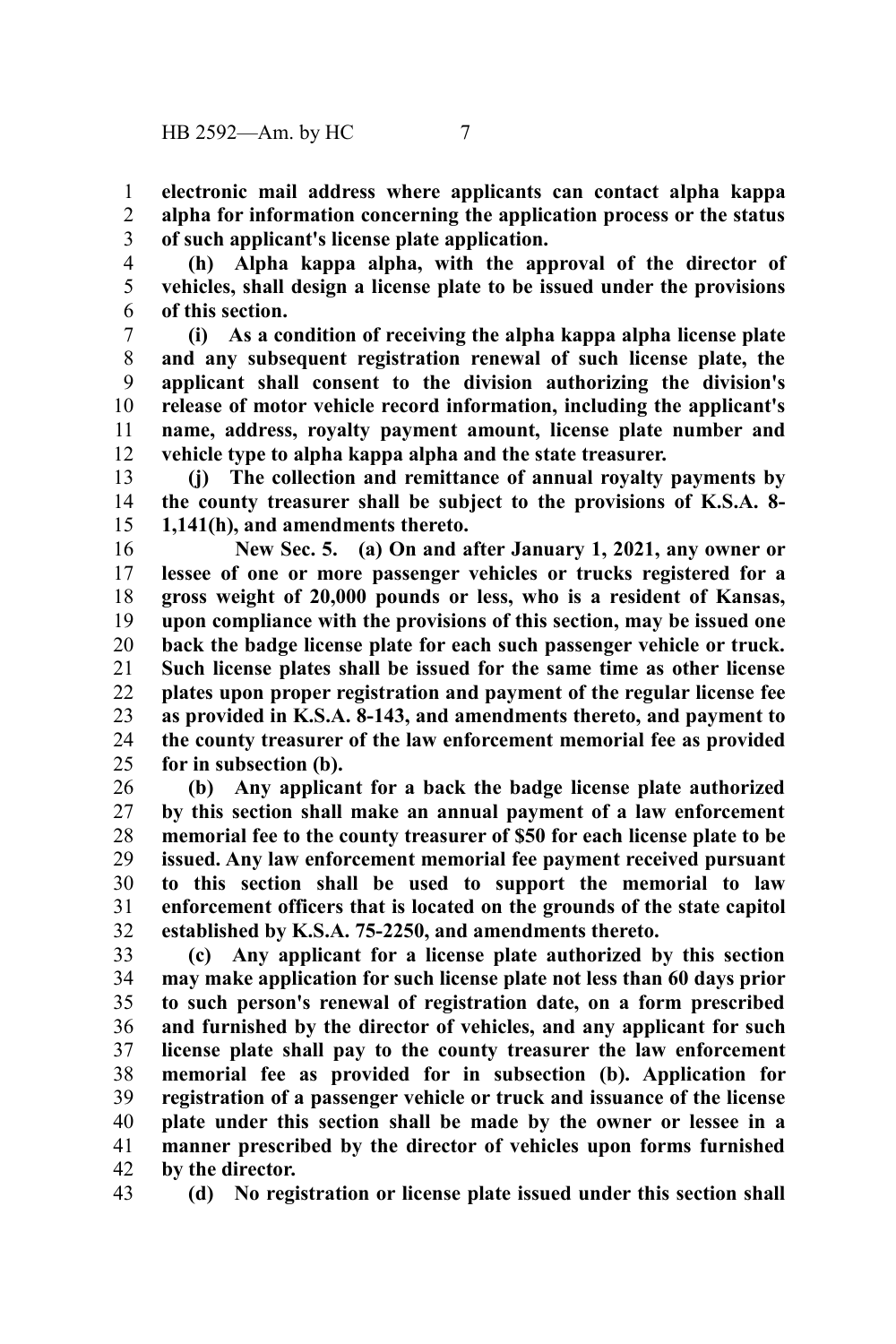**electronic mail address where applicants can contact alpha kappa alpha for information concerning the application process or the status of such applicant's license plate application.**

**(h) Alpha kappa alpha, with the approval of the director of vehicles, shall design a license plate to be issued under the provisions of this section.**

**(i) As a condition of receiving the alpha kappa alpha license plate and any subsequent registration renewal of such license plate, the applicant shall consent to the division authorizing the division's release of motor vehicle record information, including the applicant's name, address, royalty payment amount, license plate number and vehicle type to alpha kappa alpha and the state treasurer.**

**(j) The collection and remittance of annual royalty payments by the county treasurer shall be subject to the provisions of K.S.A. 8-1,141(h), and amendments thereto.**

**New Sec. 5. (a) On and after January 1, 2021, any owner or lessee of one or more passenger vehicles or trucks registered for a gross weight of 20,000 pounds or less, who is a resident of Kansas, upon compliance with the provisions of this section, may be issued one back the badge license plate for each such passenger vehicle or truck. Such license plates shall be issued for the same time as other license plates upon proper registration and payment of the regular license fee as provided in K.S.A. 8-143, and amendments thereto, and payment to the county treasurer of the law enforcement memorial fee as provided for in subsection (b).**

**(b) Any applicant for a back the badge license plate authorized by this section shall make an annual payment of a law enforcement memorial fee to the county treasurer of $50 for each license plate to be issued. Any law enforcement memorial fee payment received pursuant to this section shall be used to support the memorial to law enforcement officers that is located on the grounds of the state capitol established by K.S.A. 75-2250, and amendments thereto.**

**(c) Any applicant for a license plate authorized by this section may make application for such license plate not less than 60 days prior to such person's renewal of registration date, on a form prescribed and furnished by the director of vehicles, and any applicant for such license plate shall pay to the county treasurer the law enforcement memorial fee as provided for in subsection (b). Application for registration of a passenger vehicle or truck and issuance of the license plate under this section shall be made by the owner or lessee in a manner prescribed by the director of vehicles upon forms furnished by the director.**

**(d) No registration or license plate issued under this section shall**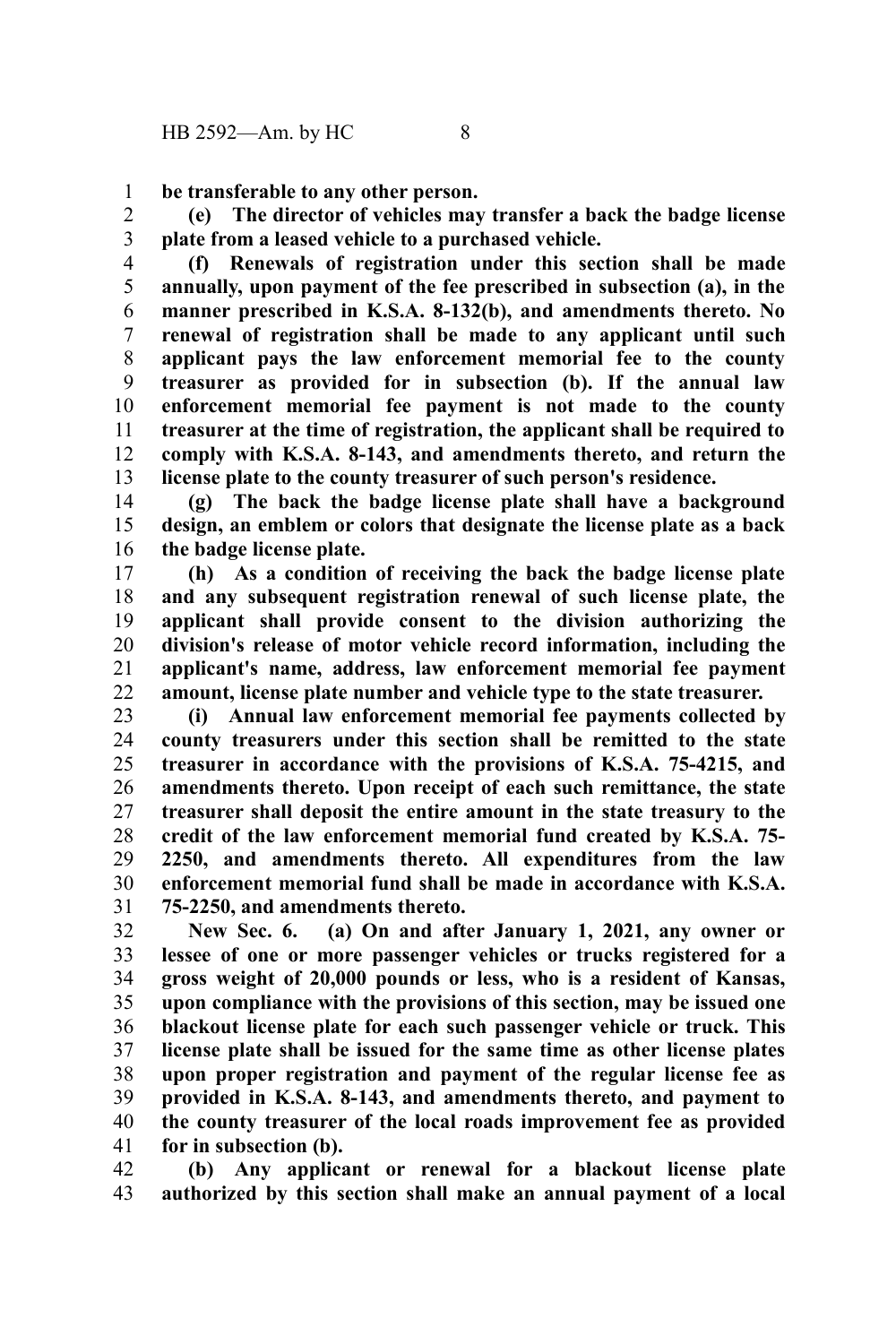**be transferable to any other person.**

**(e) The director of vehicles may transfer a back the badge license plate from a leased vehicle to a purchased vehicle.**

**(f) Renewals of registration under this section shall be made annually, upon payment of the fee prescribed in subsection (a), in the manner prescribed in K.S.A. 8-132(b), and amendments thereto. No renewal of registration shall be made to any applicant until such applicant pays the law enforcement memorial fee to the county treasurer as provided for in subsection (b). If the annual law enforcement memorial fee payment is not made to the county treasurer at the time of registration, the applicant shall be required to comply with K.S.A. 8-143, and amendments thereto, and return the license plate to the county treasurer of such person's residence.**

**(g) The back the badge license plate shall have a background design, an emblem or colors that designate the license plate as a back the badge license plate.**

**(h) As a condition of receiving the back the badge license plate and any subsequent registration renewal of such license plate, the applicant shall provide consent to the division authorizing the division's release of motor vehicle record information, including the applicant's name, address, law enforcement memorial fee payment amount, license plate number and vehicle type to the state treasurer.**

**(i) Annual law enforcement memorial fee payments collected by county treasurers under this section shall be remitted to the state treasurer in accordance with the provisions of K.S.A. 75-4215, and amendments thereto. Upon receipt of each such remittance, the state treasurer shall deposit the entire amount in the state treasury to the credit of the law enforcement memorial fund created by K.S.A. 75-2250, and amendments thereto. All expenditures from the law enforcement memorial fund shall be made in accordance with K.S.A. 75-2250, and amendments thereto.**

**New Sec. 6. (a) On and after January 1, 2021, any owner or lessee of one or more passenger vehicles or trucks registered for a gross weight of 20,000 pounds or less, who is a resident of Kansas, upon compliance with the provisions of this section, may be issued one blackout license plate for each such passenger vehicle or truck. This license plate shall be issued for the same time as other license plates upon proper registration and payment of the regular license fee as provided in K.S.A. 8-143, and amendments thereto, and payment to the county treasurer of the local roads improvement fee as provided for in subsection (b).**

**(b) Any applicant or renewal for a blackout license plate authorized by this section shall make an annual payment of a local**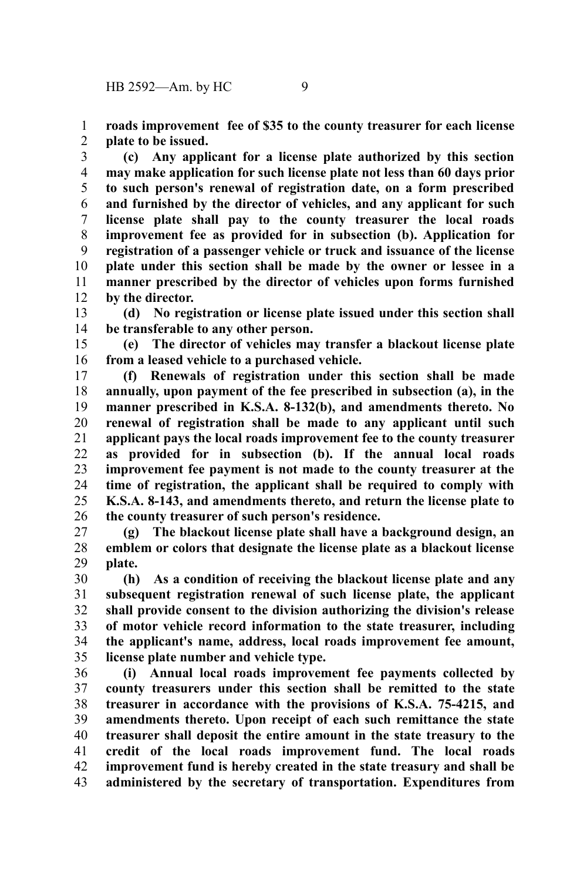**roads improvement fee of $35 to the county treasurer for each license plate to be issued.**

**(c) Any applicant for a license plate authorized by this section may make application for such license plate not less than 60 days prior to such person's renewal of registration date, on a form prescribed and furnished by the director of vehicles, and any applicant for such license plate shall pay to the county treasurer the local roads improvement fee as provided for in subsection (b). Application for registration of a passenger vehicle or truck and issuance of the license plate under this section shall be made by the owner or lessee in a manner prescribed by the director of vehicles upon forms furnished by the director.**

**(d) No registration or license plate issued under this section shall be transferable to any other person.**

**(e) The director of vehicles may transfer a blackout license plate from a leased vehicle to a purchased vehicle.**

**(f) Renewals of registration under this section shall be made annually, upon payment of the fee prescribed in subsection (a), in the manner prescribed in K.S.A. 8-132(b), and amendments thereto. No renewal of registration shall be made to any applicant until such applicant pays the local roads improvement fee to the county treasurer as provided for in subsection (b). If the annual local roads improvement fee payment is not made to the county treasurer at the time of registration, the applicant shall be required to comply with K.S.A. 8-143, and amendments thereto, and return the license plate to the county treasurer of such person's residence.**

**(g) The blackout license plate shall have a background design, an emblem or colors that designate the license plate as a blackout license plate.**

**(h) As a condition of receiving the blackout license plate and any subsequent registration renewal of such license plate, the applicant shall provide consent to the division authorizing the division's release of motor vehicle record information to the state treasurer, including the applicant's name, address, local roads improvement fee amount, license plate number and vehicle type.**

**(i) Annual local roads improvement fee payments collected by county treasurers under this section shall be remitted to the state treasurer in accordance with the provisions of K.S.A. 75-4215, and amendments thereto. Upon receipt of each such remittance the state treasurer shall deposit the entire amount in the state treasury to the credit of the local roads improvement fund. The local roads improvement fund is hereby created in the state treasury and shall be administered by the secretary of transportation. Expenditures from**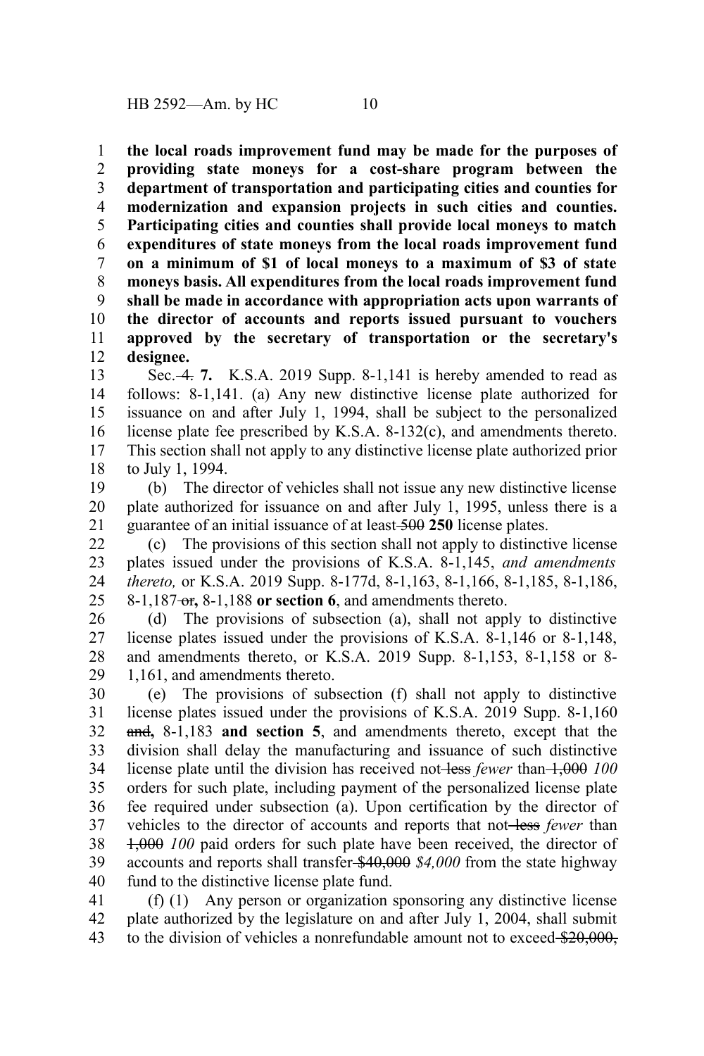**the local roads improvement fund may be made for the purposes of providing state moneys for a cost-share program between the department of transportation and participating cities and counties for modernization and expansion projects in such cities and counties. Participating cities and counties shall provide local moneys to match expenditures of state moneys from the local roads improvement fund on a minimum of $1 of local moneys to a maximum of $3 of state moneys basis. All expenditures from the local roads improvement fund shall be made in accordance with appropriation acts upon warrants of the director of accounts and reports issued pursuant to vouchers approved by the secretary of transportation or the secretary's designee.**

Sec. ~~4.~~ **7.** K.S.A. 2019 Supp. 8-1,141 is hereby amended to read as follows: 8-1,141. (a) Any new distinctive license plate authorized for issuance on and after July 1, 1994, shall be subject to the personalized license plate fee prescribed by K.S.A. 8-132(c), and amendments thereto. This section shall not apply to any distinctive license plate authorized prior to July 1, 1994.

(b) The director of vehicles shall not issue any new distinctive license plate authorized for issuance on and after July 1, 1995, unless there is a guarantee of an initial issuance of at least ~~500~~ **250** license plates.

(c) The provisions of this section shall not apply to distinctive license plates issued under the provisions of K.S.A. 8-1,145, *and amendments thereto,* or K.S.A. 2019 Supp. 8-177d, 8-1,163, 8-1,166, 8-1,185, 8-1,186, 8-1,187 ~~or~~**,** 8-1,188 **or section 6**, and amendments thereto.

(d) The provisions of subsection (a), shall not apply to distinctive license plates issued under the provisions of K.S.A. 8-1,146 or 8-1,148, and amendments thereto, or K.S.A. 2019 Supp. 8-1,153, 8-1,158 or 8-1,161, and amendments thereto.

(e) The provisions of subsection (f) shall not apply to distinctive license plates issued under the provisions of K.S.A. 2019 Supp. 8-1,160 ~~and~~**,** 8-1,183 **and section 5**, and amendments thereto, except that the division shall delay the manufacturing and issuance of such distinctive license plate until the division has received not ~~less~~ *fewer* than ~~1,000~~ *100* orders for such plate, including payment of the personalized license plate fee required under subsection (a). Upon certification by the director of vehicles to the director of accounts and reports that not ~~less~~ *fewer* than ~~1,000~~ *100* paid orders for such plate have been received, the director of accounts and reports shall transfer ~~$40,000~~ *$4,000* from the state highway fund to the distinctive license plate fund.

(f) (1) Any person or organization sponsoring any distinctive license plate authorized by the legislature on and after July 1, 2004, shall submit to the division of vehicles a nonrefundable amount not to exceed ~~$20,000,~~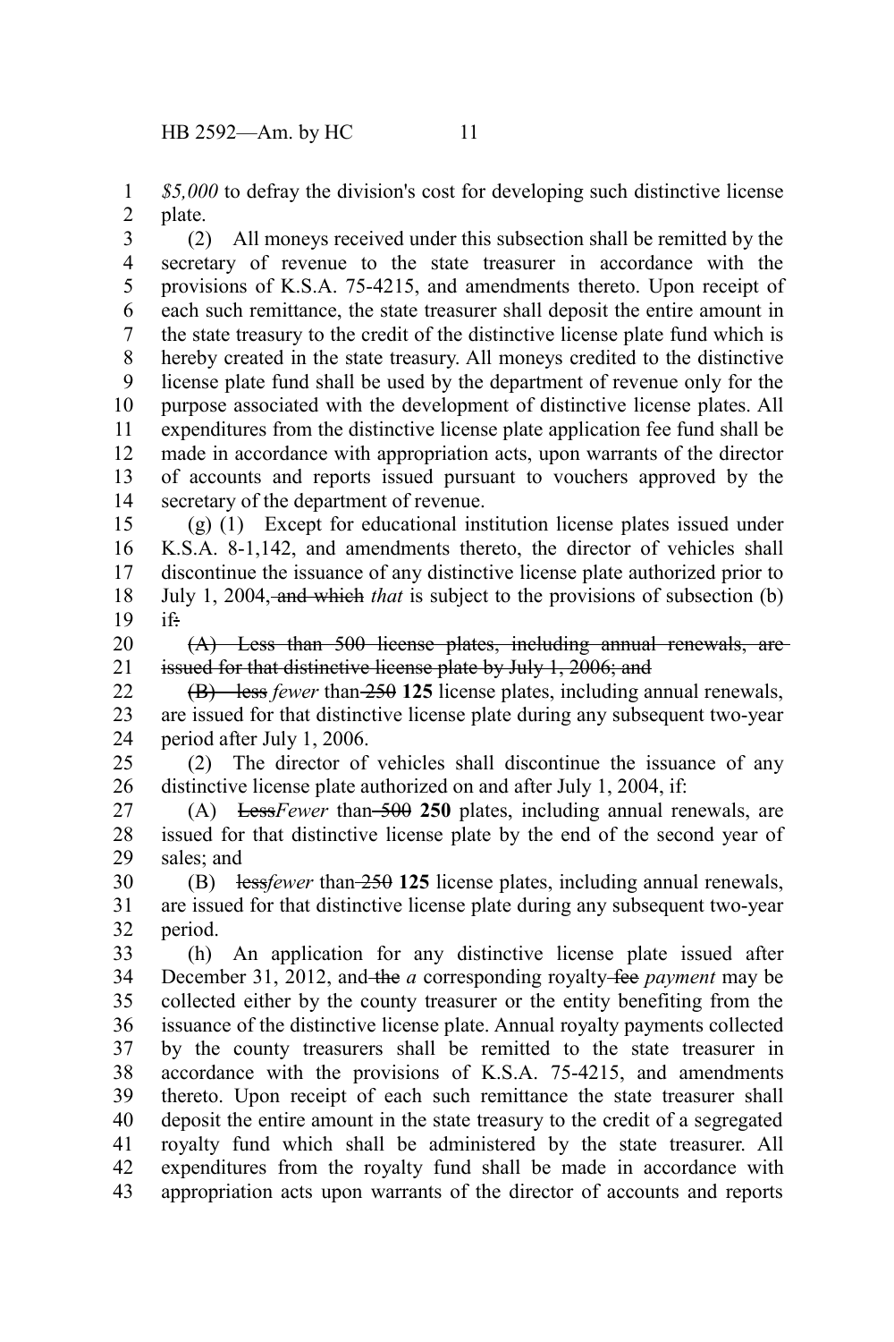*$5,000* to defray the division's cost for developing such distinctive license plate.

(2) All moneys received under this subsection shall be remitted by the secretary of revenue to the state treasurer in accordance with the provisions of K.S.A. 75-4215, and amendments thereto. Upon receipt of each such remittance, the state treasurer shall deposit the entire amount in the state treasury to the credit of the distinctive license plate fund which is hereby created in the state treasury. All moneys credited to the distinctive license plate fund shall be used by the department of revenue only for the purpose associated with the development of distinctive license plates. All expenditures from the distinctive license plate application fee fund shall be made in accordance with appropriation acts, upon warrants of the director of accounts and reports issued pursuant to vouchers approved by the secretary of the department of revenue.

(g) (1) Except for educational institution license plates issued under K.S.A. 8-1,142, and amendments thereto, the director of vehicles shall discontinue the issuance of any distinctive license plate authorized prior to July 1, 2004, ~~and which~~ *that* is subject to the provisions of subsection (b) if~~:~~

~~(A) Less than 500 license plates, including annual renewals, are issued for that distinctive license plate by July 1, 2006; and~~

~~(B) less~~ *fewer* than ~~250~~ **125** license plates, including annual renewals, are issued for that distinctive license plate during any subsequent two-year period after July 1, 2006.

(2) The director of vehicles shall discontinue the issuance of any distinctive license plate authorized on and after July 1, 2004, if:

(A) ~~Less~~*Fewer* than ~~500~~ **250** plates, including annual renewals, are issued for that distinctive license plate by the end of the second year of sales; and

(B) ~~less~~*fewer* than ~~250~~ **125** license plates, including annual renewals, are issued for that distinctive license plate during any subsequent two-year period.

(h) An application for any distinctive license plate issued after December 31, 2012, and ~~the~~ *a* corresponding royalty ~~fee~~ *payment* may be collected either by the county treasurer or the entity benefiting from the issuance of the distinctive license plate. Annual royalty payments collected by the county treasurers shall be remitted to the state treasurer in accordance with the provisions of K.S.A. 75-4215, and amendments thereto. Upon receipt of each such remittance the state treasurer shall deposit the entire amount in the state treasury to the credit of a segregated royalty fund which shall be administered by the state treasurer. All expenditures from the royalty fund shall be made in accordance with appropriation acts upon warrants of the director of accounts and reports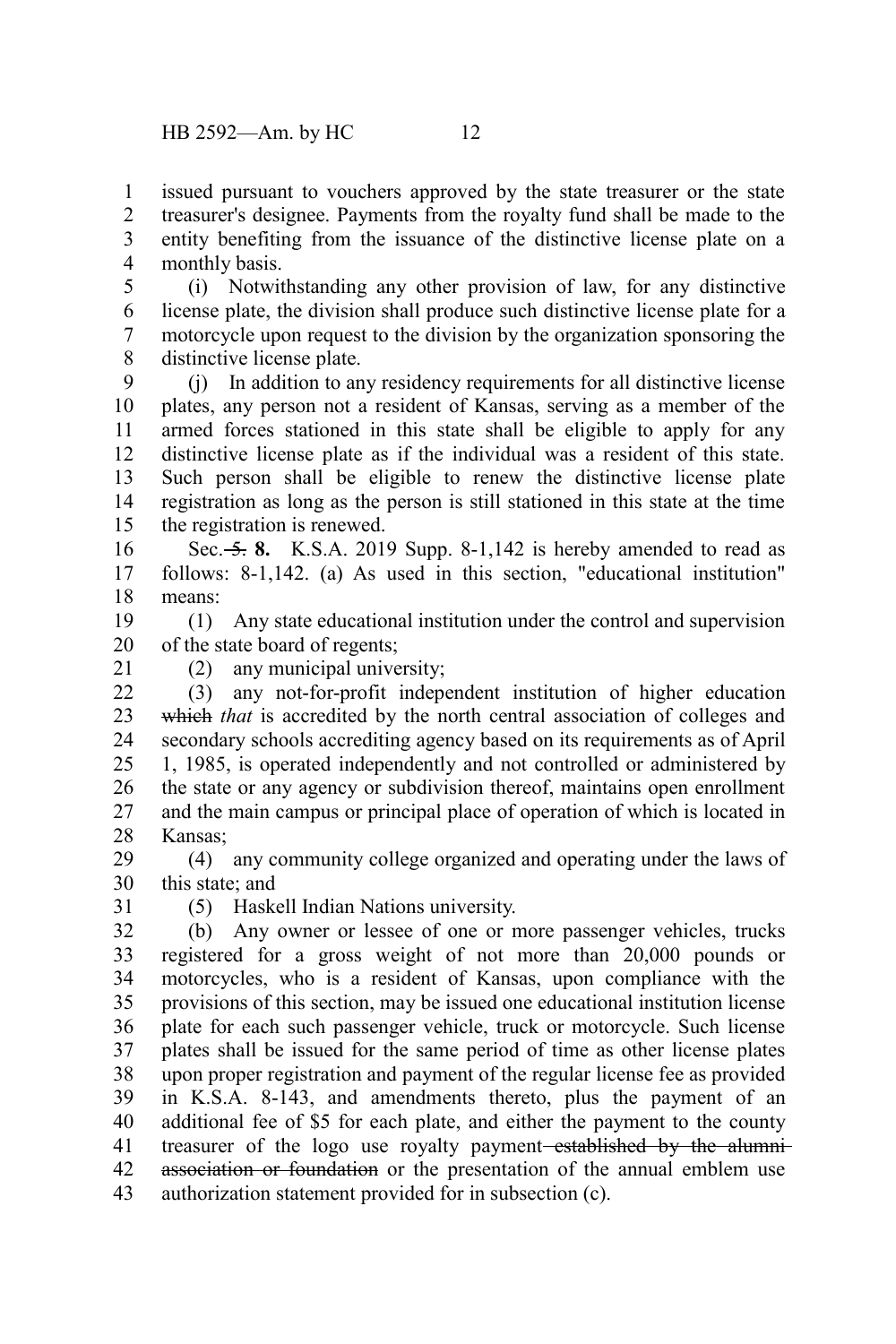issued pursuant to vouchers approved by the state treasurer or the state treasurer's designee. Payments from the royalty fund shall be made to the entity benefiting from the issuance of the distinctive license plate on a monthly basis.

(i) Notwithstanding any other provision of law, for any distinctive license plate, the division shall produce such distinctive license plate for a motorcycle upon request to the division by the organization sponsoring the distinctive license plate.

(j) In addition to any residency requirements for all distinctive license plates, any person not a resident of Kansas, serving as a member of the armed forces stationed in this state shall be eligible to apply for any distinctive license plate as if the individual was a resident of this state. Such person shall be eligible to renew the distinctive license plate registration as long as the person is still stationed in this state at the time the registration is renewed.

Sec. ~~5.~~ **8.** K.S.A. 2019 Supp. 8-1,142 is hereby amended to read as follows: 8-1,142. (a) As used in this section, "educational institution" means:

(1) Any state educational institution under the control and supervision of the state board of regents;

(2) any municipal university;

(3) any not-for-profit independent institution of higher education ~~which~~ *that* is accredited by the north central association of colleges and secondary schools accrediting agency based on its requirements as of April 1, 1985, is operated independently and not controlled or administered by the state or any agency or subdivision thereof, maintains open enrollment and the main campus or principal place of operation of which is located in Kansas;

(4) any community college organized and operating under the laws of this state; and

(5) Haskell Indian Nations university.

(b) Any owner or lessee of one or more passenger vehicles, trucks registered for a gross weight of not more than 20,000 pounds or motorcycles, who is a resident of Kansas, upon compliance with the provisions of this section, may be issued one educational institution license plate for each such passenger vehicle, truck or motorcycle. Such license plates shall be issued for the same period of time as other license plates upon proper registration and payment of the regular license fee as provided in K.S.A. 8-143, and amendments thereto, plus the payment of an additional fee of $5 for each plate, and either the payment to the county treasurer of the logo use royalty payment ~~established by the alumni association or foundation~~ or the presentation of the annual emblem use authorization statement provided for in subsection (c).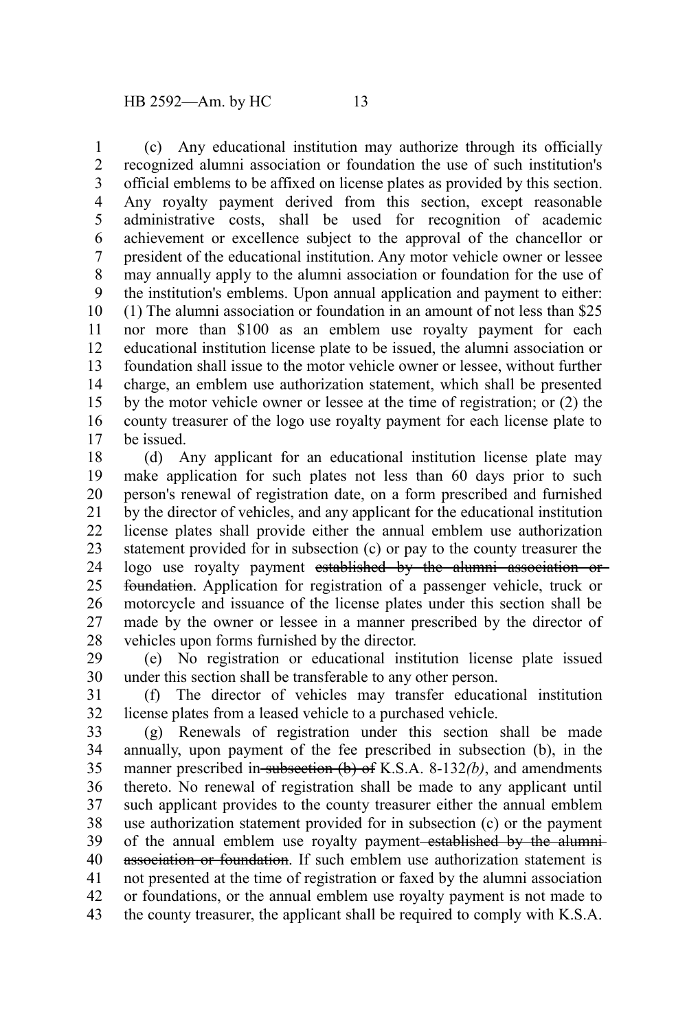(c) Any educational institution may authorize through its officially recognized alumni association or foundation the use of such institution's official emblems to be affixed on license plates as provided by this section. Any royalty payment derived from this section, except reasonable administrative costs, shall be used for recognition of academic achievement or excellence subject to the approval of the chancellor or president of the educational institution. Any motor vehicle owner or lessee may annually apply to the alumni association or foundation for the use of the institution's emblems. Upon annual application and payment to either: (1) The alumni association or foundation in an amount of not less than $25 nor more than $100 as an emblem use royalty payment for each educational institution license plate to be issued, the alumni association or foundation shall issue to the motor vehicle owner or lessee, without further charge, an emblem use authorization statement, which shall be presented by the motor vehicle owner or lessee at the time of registration; or (2) the county treasurer of the logo use royalty payment for each license plate to be issued.

(d) Any applicant for an educational institution license plate may make application for such plates not less than 60 days prior to such person's renewal of registration date, on a form prescribed and furnished by the director of vehicles, and any applicant for the educational institution license plates shall provide either the annual emblem use authorization statement provided for in subsection (c) or pay to the county treasurer the logo use royalty payment ~~established by the alumni association or foundation~~. Application for registration of a passenger vehicle, truck or motorcycle and issuance of the license plates under this section shall be made by the owner or lessee in a manner prescribed by the director of vehicles upon forms furnished by the director.

(e) No registration or educational institution license plate issued under this section shall be transferable to any other person.

(f) The director of vehicles may transfer educational institution license plates from a leased vehicle to a purchased vehicle.

(g) Renewals of registration under this section shall be made annually, upon payment of the fee prescribed in subsection (b), in the manner prescribed in ~~subsection (b) of~~ K.S.A. 8-132*(b)*, and amendments thereto. No renewal of registration shall be made to any applicant until such applicant provides to the county treasurer either the annual emblem use authorization statement provided for in subsection (c) or the payment of the annual emblem use royalty payment ~~established by the alumni association or foundation~~. If such emblem use authorization statement is not presented at the time of registration or faxed by the alumni association or foundations, or the annual emblem use royalty payment is not made to the county treasurer, the applicant shall be required to comply with K.S.A.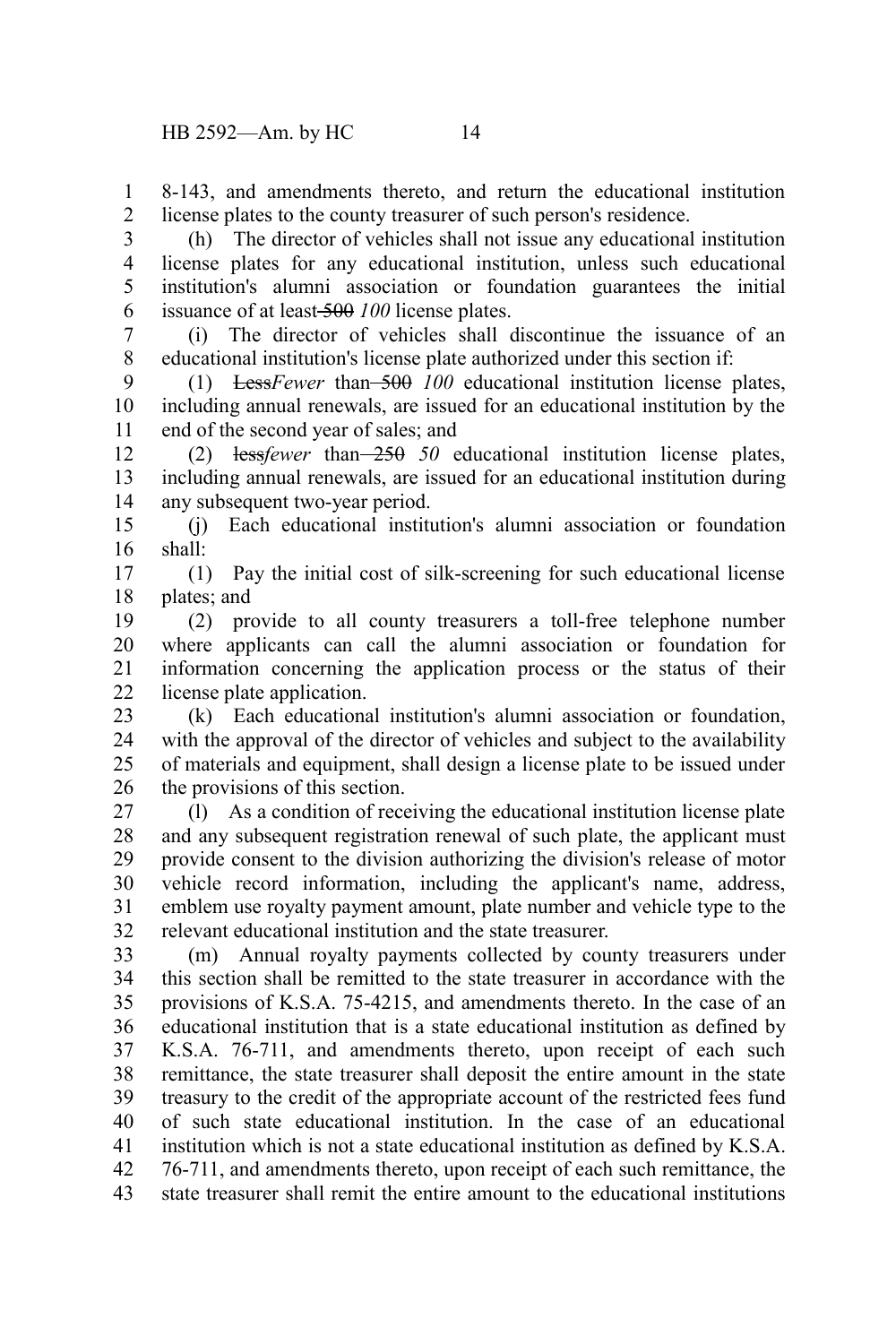8-143, and amendments thereto, and return the educational institution license plates to the county treasurer of such person's residence.

(h) The director of vehicles shall not issue any educational institution license plates for any educational institution, unless such educational institution's alumni association or foundation guarantees the initial issuance of at least ~~500~~ *100* license plates.

(i) The director of vehicles shall discontinue the issuance of an educational institution's license plate authorized under this section if:

(1) ~~Less~~*Fewer* than ~~500~~ *100* educational institution license plates, including annual renewals, are issued for an educational institution by the end of the second year of sales; and

(2) ~~less~~*fewer* than ~~250~~ *50* educational institution license plates, including annual renewals, are issued for an educational institution during any subsequent two-year period.

(j) Each educational institution's alumni association or foundation shall:

(1) Pay the initial cost of silk-screening for such educational license plates; and

(2) provide to all county treasurers a toll-free telephone number where applicants can call the alumni association or foundation for information concerning the application process or the status of their license plate application.

(k) Each educational institution's alumni association or foundation, with the approval of the director of vehicles and subject to the availability of materials and equipment, shall design a license plate to be issued under the provisions of this section.

(l) As a condition of receiving the educational institution license plate and any subsequent registration renewal of such plate, the applicant must provide consent to the division authorizing the division's release of motor vehicle record information, including the applicant's name, address, emblem use royalty payment amount, plate number and vehicle type to the relevant educational institution and the state treasurer.

(m) Annual royalty payments collected by county treasurers under this section shall be remitted to the state treasurer in accordance with the provisions of K.S.A. 75-4215, and amendments thereto. In the case of an educational institution that is a state educational institution as defined by K.S.A. 76-711, and amendments thereto, upon receipt of each such remittance, the state treasurer shall deposit the entire amount in the state treasury to the credit of the appropriate account of the restricted fees fund of such state educational institution. In the case of an educational institution which is not a state educational institution as defined by K.S.A. 76-711, and amendments thereto, upon receipt of each such remittance, the state treasurer shall remit the entire amount to the educational institutions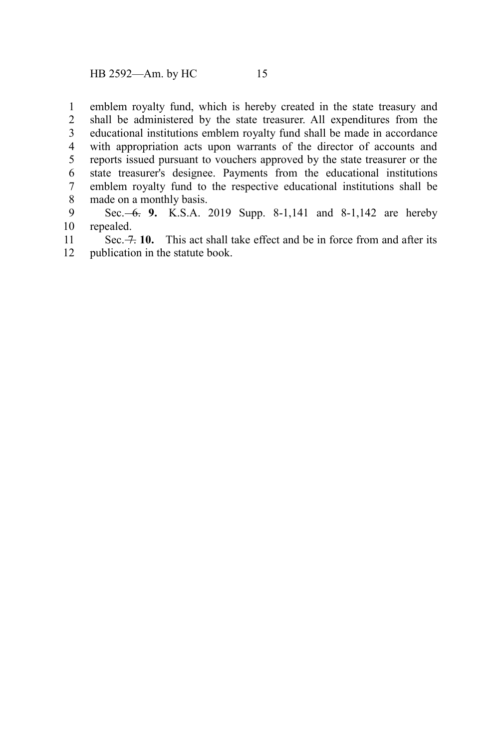emblem royalty fund, which is hereby created in the state treasury and shall be administered by the state treasurer. All expenditures from the educational institutions emblem royalty fund shall be made in accordance with appropriation acts upon warrants of the director of accounts and reports issued pursuant to vouchers approved by the state treasurer or the state treasurer's designee. Payments from the educational institutions emblem royalty fund to the respective educational institutions shall be made on a monthly basis.

Sec. ~~6.~~ **9.** K.S.A. 2019 Supp. 8-1,141 and 8-1,142 are hereby repealed.

Sec. ~~7.~~ **10.** This act shall take effect and be in force from and after its publication in the statute book.